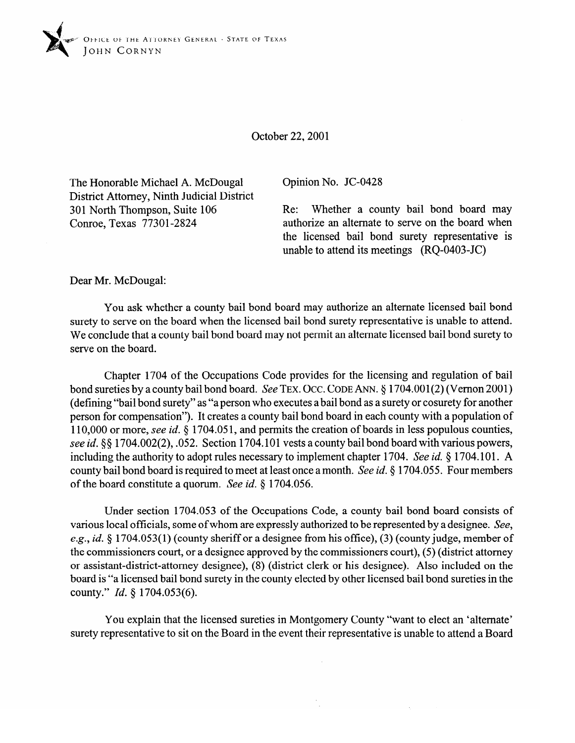OFFICE OF THE ATTORNEY GENERAL · STATE OF TEXAS
JOHN CORNYN

October 22, 2001

The Honorable Michael A. McDougal
District Attorney, Ninth Judicial District
301 North Thompson, Suite 106
Conroe, Texas 77301-2824

Opinion No. JC-0428

Re: Whether a county bail bond board may authorize an alternate to serve on the board when the licensed bail bond surety representative is unable to attend its meetings (RQ-0403-JC)

Dear Mr. McDougal:

You ask whether a county bail bond board may authorize an alternate licensed bail bond surety to serve on the board when the licensed bail bond surety representative is unable to attend. We conclude that a county bail bond board may not permit an alternate licensed bail bond surety to serve on the board.

Chapter 1704 of the Occupations Code provides for the licensing and regulation of bail bond sureties by a county bail bond board. *See* TEX. OCC. CODE ANN. § 1704.001(2) (Vernon 2001) (defining "bail bond surety" as "a person who executes a bail bond as a surety or cosurety for another person for compensation"). It creates a county bail bond board in each county with a population of 110,000 or more, *see id.* § 1704.051, and permits the creation of boards in less populous counties, *see id.* §§ 1704.002(2), .052. Section 1704.101 vests a county bail bond board with various powers, including the authority to adopt rules necessary to implement chapter 1704. *See id.* § 1704.101. A county bail bond board is required to meet at least once a month. *See id.* § 1704.055. Four members of the board constitute a quorum. *See id.* § 1704.056.

Under section 1704.053 of the Occupations Code, a county bail bond board consists of various local officials, some of whom are expressly authorized to be represented by a designee. *See, e.g., id.* § 1704.053(1) (county sheriff or a designee from his office), (3) (county judge, member of the commissioners court, or a designee approved by the commissioners court), (5) (district attorney or assistant-district-attorney designee), (8) (district clerk or his designee). Also included on the board is "a licensed bail bond surety in the county elected by other licensed bail bond sureties in the county." *Id.* § 1704.053(6).

You explain that the licensed sureties in Montgomery County "want to elect an 'alternate' surety representative to sit on the Board in the event their representative is unable to attend a Board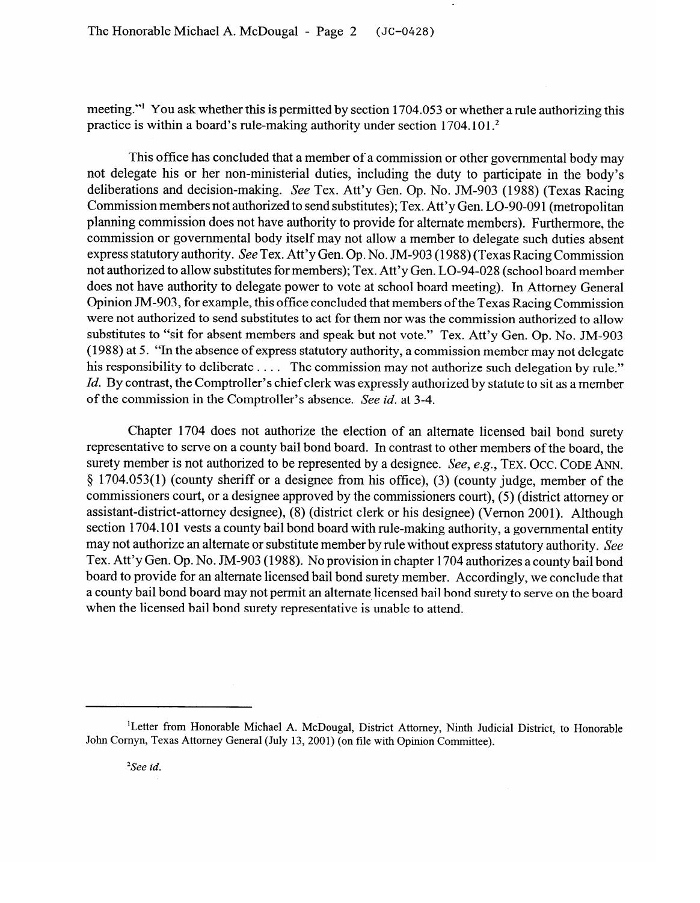meeting."[1] You ask whether this is permitted by section 1704.053 or whether a rule authorizing this practice is within a board's rule-making authority under section 1704.101.[2]

This office has concluded that a member of a commission or other governmental body may not delegate his or her non-ministerial duties, including the duty to participate in the body's deliberations and decision-making. *See* Tex. Att'y Gen. Op. No. JM-903 (1988) (Texas Racing Commission members not authorized to send substitutes); Tex. Att'y Gen. LO-90-091 (metropolitan planning commission does not have authority to provide for alternate members). Furthermore, the commission or governmental body itself may not allow a member to delegate such duties absent express statutory authority. *See* Tex. Att'y Gen. Op. No. JM-903 (1988) (Texas Racing Commission not authorized to allow substitutes for members); Tex. Att'y Gen. LO-94-028 (school board member does not have authority to delegate power to vote at school board meeting). In Attorney General Opinion JM-903, for example, this office concluded that members of the Texas Racing Commission were not authorized to send substitutes to act for them nor was the commission authorized to allow substitutes to "sit for absent members and speak but not vote." Tex. Att'y Gen. Op. No. JM-903 (1988) at 5. "In the absence of express statutory authority, a commission member may not delegate his responsibility to deliberate . . . . The commission may not authorize such delegation by rule." *Id.* By contrast, the Comptroller's chief clerk was expressly authorized by statute to sit as a member of the commission in the Comptroller's absence. *See id.* at 3-4.

Chapter 1704 does not authorize the election of an alternate licensed bail bond surety representative to serve on a county bail bond board. In contrast to other members of the board, the surety member is not authorized to be represented by a designee. *See, e.g.*, TEX. OCC. CODE ANN. § 1704.053(1) (county sheriff or a designee from his office), (3) (county judge, member of the commissioners court, or a designee approved by the commissioners court), (5) (district attorney or assistant-district-attorney designee), (8) (district clerk or his designee) (Vernon 2001). Although section 1704.101 vests a county bail bond board with rule-making authority, a governmental entity may not authorize an alternate or substitute member by rule without express statutory authority. *See* Tex. Att'y Gen. Op. No. JM-903 (1988). No provision in chapter 1704 authorizes a county bail bond board to provide for an alternate licensed bail bond surety member. Accordingly, we conclude that a county bail bond board may not permit an alternate licensed bail bond surety to serve on the board when the licensed bail bond surety representative is unable to attend.

---

[1] Letter from Honorable Michael A. McDougal, District Attorney, Ninth Judicial District, to Honorable John Cornyn, Texas Attorney General (July 13, 2001) (on file with Opinion Committee).

[2] *See id.*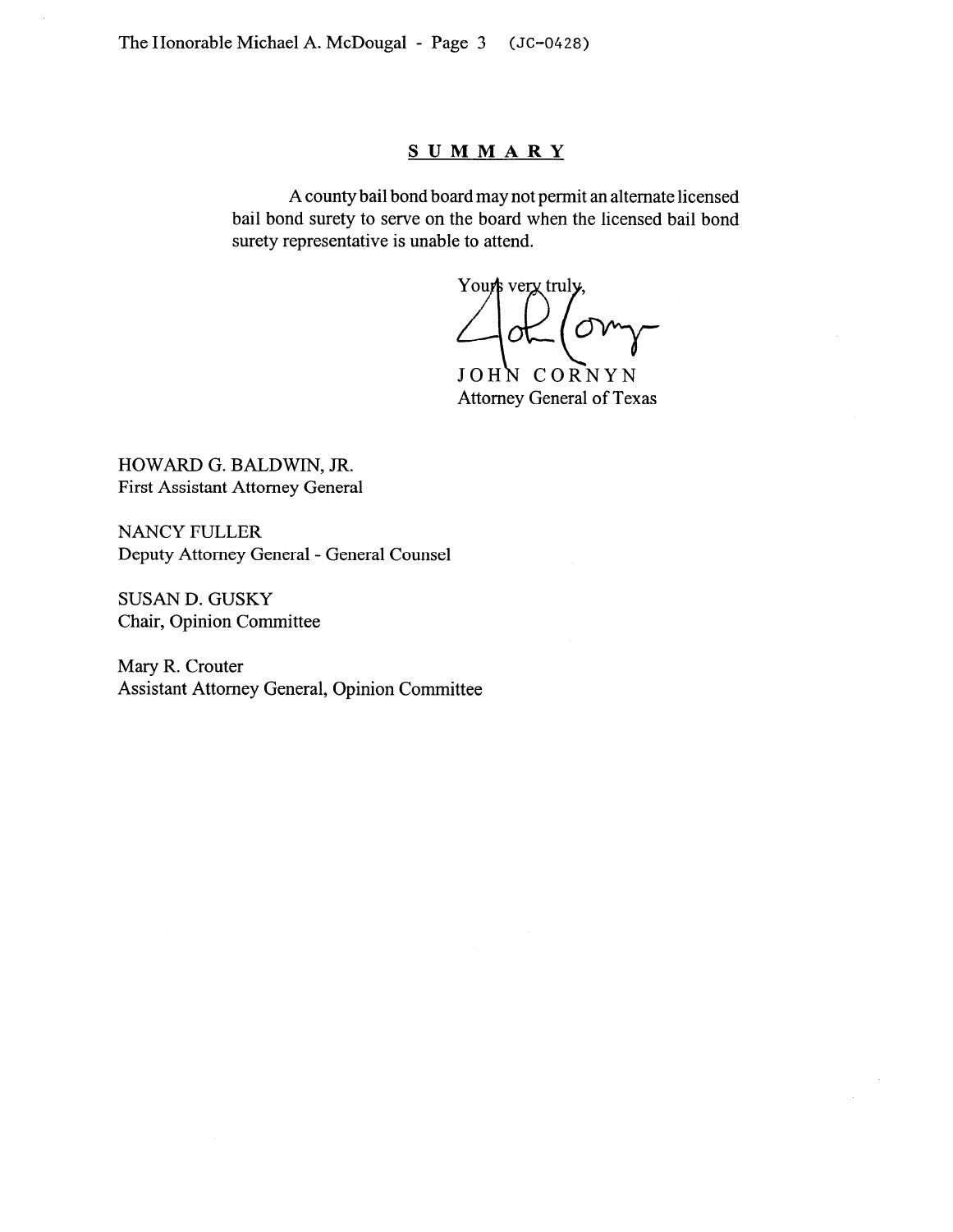## SUMMARY

A county bail bond board may not permit an alternate licensed bail bond surety to serve on the board when the licensed bail bond surety representative is unable to attend.

Yours very truly,

JOHN CORNYN
Attorney General of Texas

HOWARD G. BALDWIN, JR.
First Assistant Attorney General

NANCY FULLER
Deputy Attorney General - General Counsel

SUSAN D. GUSKY
Chair, Opinion Committee

Mary R. Crouter
Assistant Attorney General, Opinion Committee